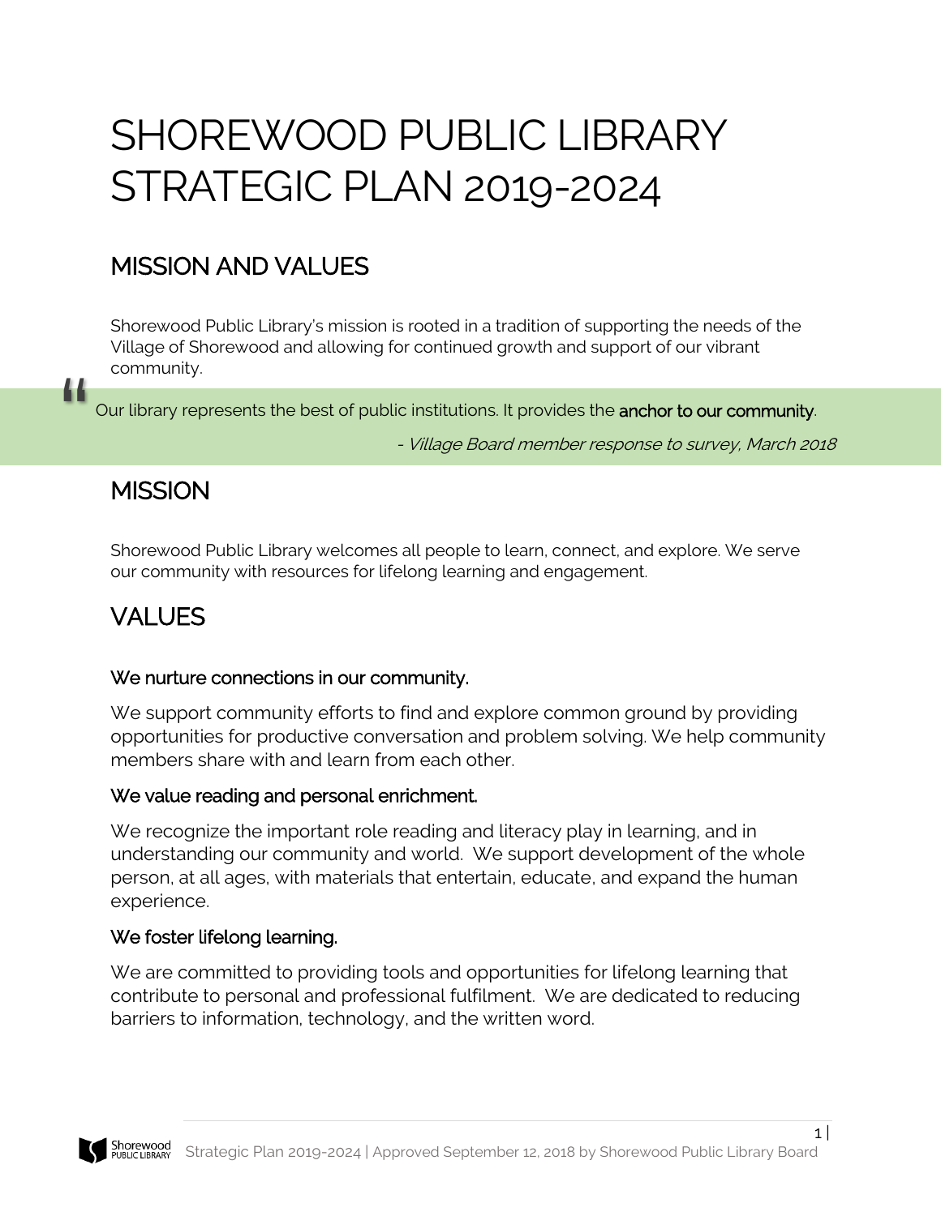# SHOREWOOD PUBLIC LIBRARY STRATEGIC PLAN 2019-2024

## MISSION AND VALUES

Shorewood Public Library's mission is rooted in a tradition of supporting the needs of the Village of Shorewood and allowing for continued growth and support of our vibrant community.

> "Our library represents the best of public institutions. It provides the **anchor to our community**.
>
> - *Village Board member response to survey, March 2018*

## MISSION

Shorewood Public Library welcomes all people to learn, connect, and explore. We serve our community with resources for lifelong learning and engagement.

## VALUES

### We nurture connections in our community.

We support community efforts to find and explore common ground by providing opportunities for productive conversation and problem solving. We help community members share with and learn from each other.

### We value reading and personal enrichment.

We recognize the important role reading and literacy play in learning, and in understanding our community and world. We support development of the whole person, at all ages, with materials that entertain, educate, and expand the human experience.

### We foster lifelong learning.

We are committed to providing tools and opportunities for lifelong learning that contribute to personal and professional fulfilment. We are dedicated to reducing barriers to information, technology, and the written word.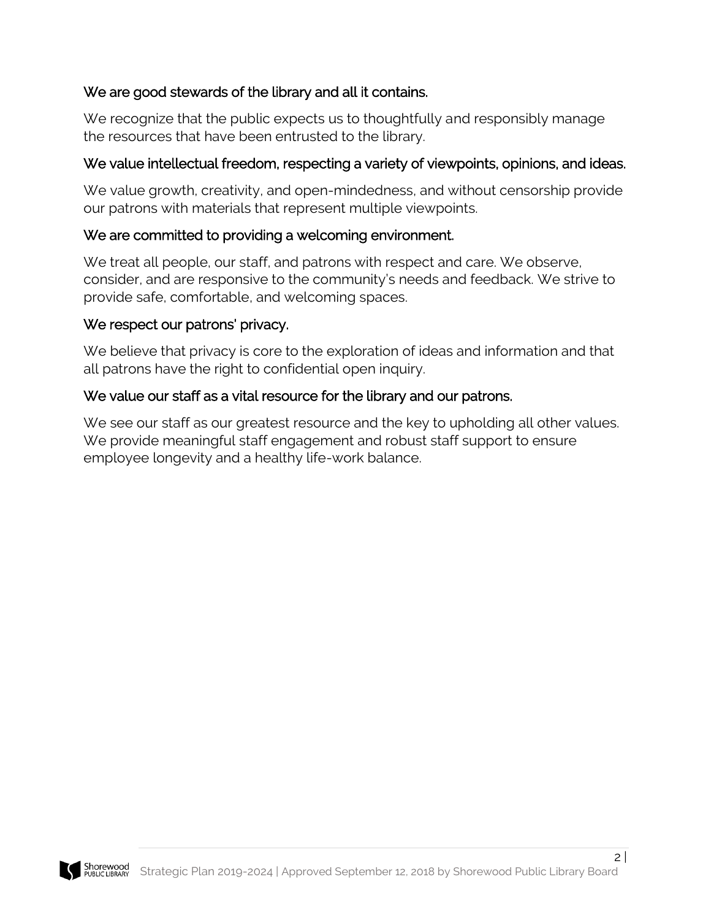### We are good stewards of the library and all it contains.

We recognize that the public expects us to thoughtfully and responsibly manage the resources that have been entrusted to the library.

### We value intellectual freedom, respecting a variety of viewpoints, opinions, and ideas.

We value growth, creativity, and open-mindedness, and without censorship provide our patrons with materials that represent multiple viewpoints.

### We are committed to providing a welcoming environment.

We treat all people, our staff, and patrons with respect and care. We observe, consider, and are responsive to the community's needs and feedback. We strive to provide safe, comfortable, and welcoming spaces.

### We respect our patrons' privacy.

We believe that privacy is core to the exploration of ideas and information and that all patrons have the right to confidential open inquiry.

### We value our staff as a vital resource for the library and our patrons.

We see our staff as our greatest resource and the key to upholding all other values. We provide meaningful staff engagement and robust staff support to ensure employee longevity and a healthy life-work balance.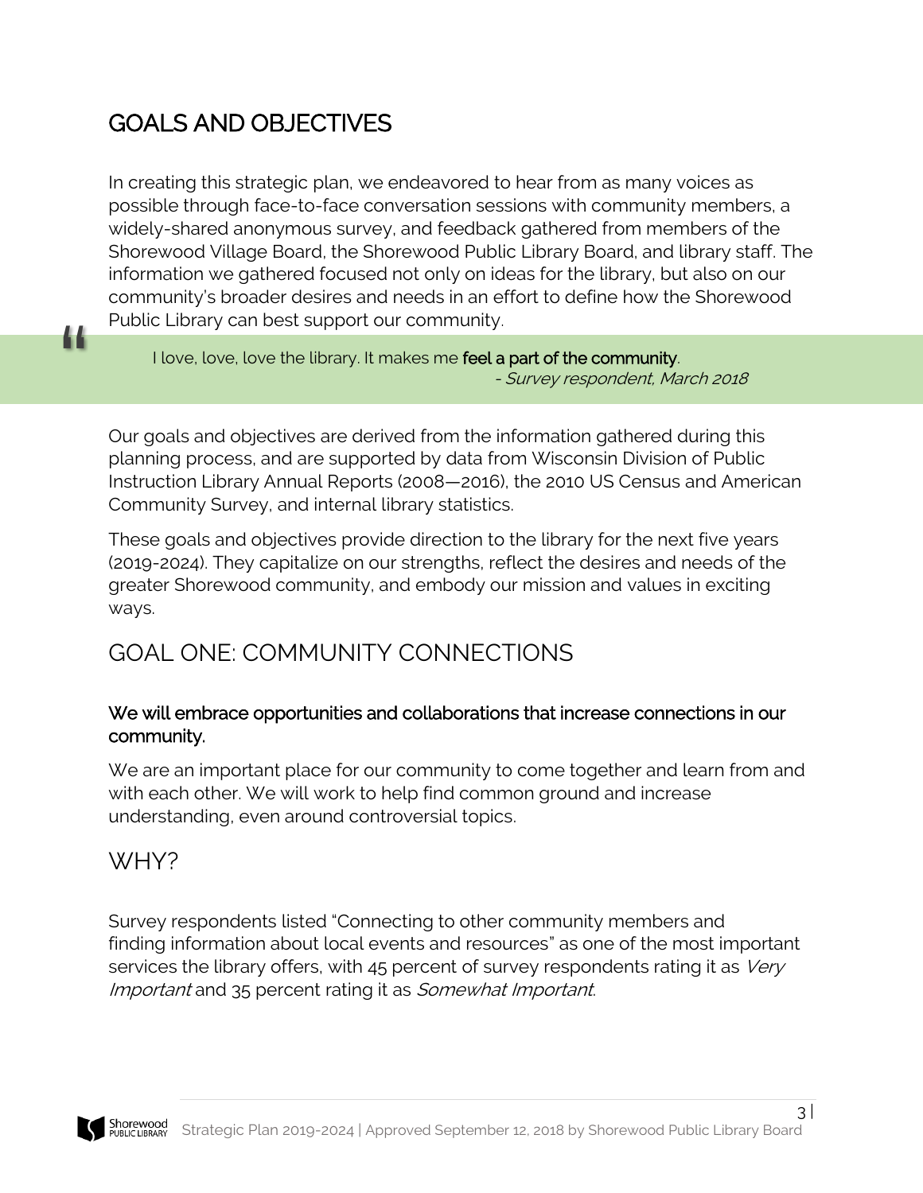# GOALS AND OBJECTIVES

In creating this strategic plan, we endeavored to hear from as many voices as possible through face-to-face conversation sessions with community members, a widely-shared anonymous survey, and feedback gathered from members of the Shorewood Village Board, the Shorewood Public Library Board, and library staff. The information we gathered focused not only on ideas for the library, but also on our community's broader desires and needs in an effort to define how the Shorewood Public Library can best support our community.

> I love, love, love the library. It makes me **feel a part of the community**.
> *- Survey respondent, March 2018*

Our goals and objectives are derived from the information gathered during this planning process, and are supported by data from Wisconsin Division of Public Instruction Library Annual Reports (2008—2016), the 2010 US Census and American Community Survey, and internal library statistics.

These goals and objectives provide direction to the library for the next five years (2019-2024). They capitalize on our strengths, reflect the desires and needs of the greater Shorewood community, and embody our mission and values in exciting ways.

## GOAL ONE: COMMUNITY CONNECTIONS

**We will embrace opportunities and collaborations that increase connections in our community.**

We are an important place for our community to come together and learn from and with each other. We will work to help find common ground and increase understanding, even around controversial topics.

## WHY?

Survey respondents listed "Connecting to other community members and finding information about local events and resources" as one of the most important services the library offers, with 45 percent of survey respondents rating it as *Very Important* and 35 percent rating it as *Somewhat Important*.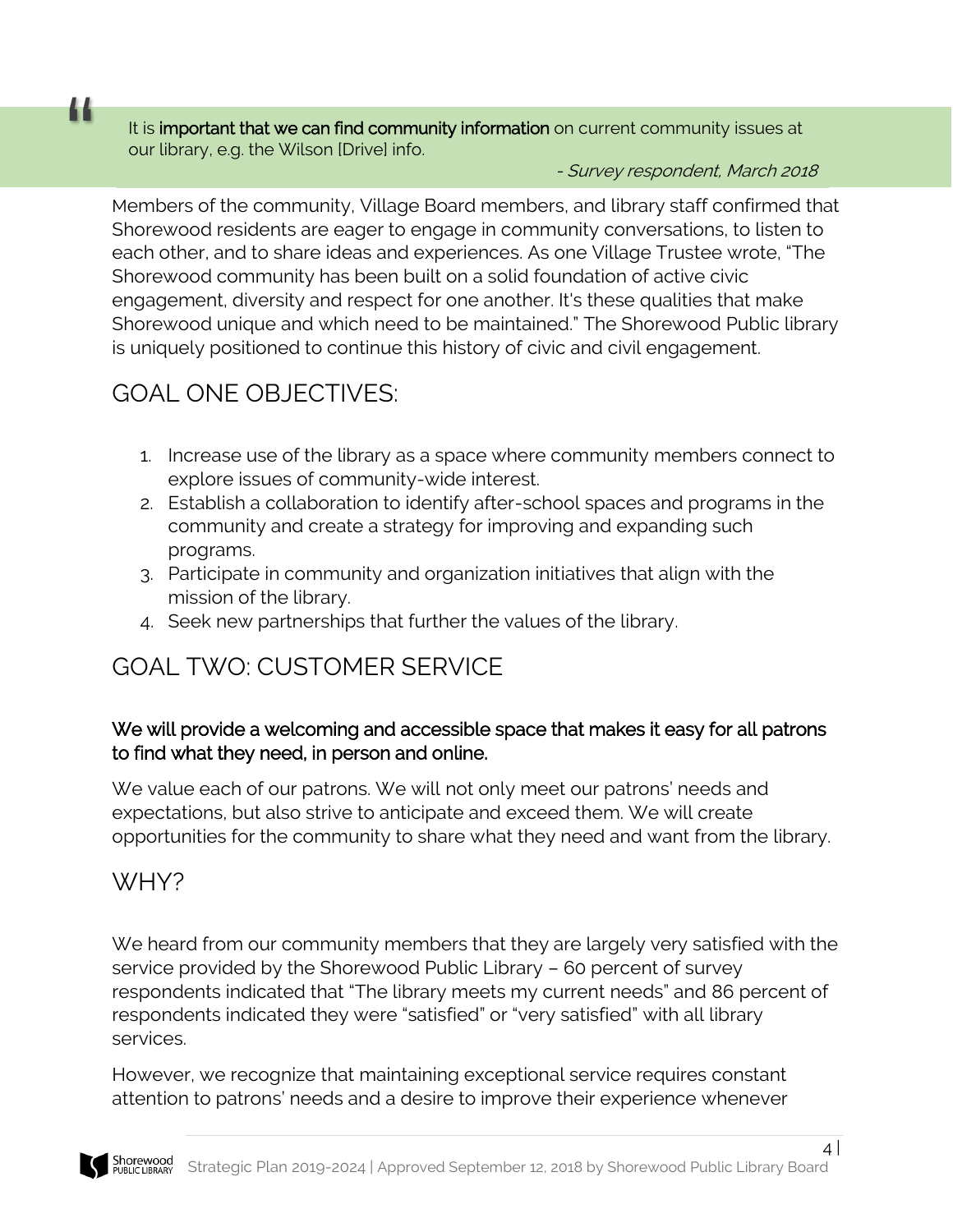> It is **important that we can find community information** on current community issues at our library, e.g. the Wilson [Drive] info.
>
> *- Survey respondent, March 2018*

Members of the community, Village Board members, and library staff confirmed that Shorewood residents are eager to engage in community conversations, to listen to each other, and to share ideas and experiences. As one Village Trustee wrote, "The Shorewood community has been built on a solid foundation of active civic engagement, diversity and respect for one another. It's these qualities that make Shorewood unique and which need to be maintained." The Shorewood Public library is uniquely positioned to continue this history of civic and civil engagement.

## GOAL ONE OBJECTIVES:

1. Increase use of the library as a space where community members connect to explore issues of community-wide interest.
2. Establish a collaboration to identify after-school spaces and programs in the community and create a strategy for improving and expanding such programs.
3. Participate in community and organization initiatives that align with the mission of the library.
4. Seek new partnerships that further the values of the library.

## GOAL TWO: CUSTOMER SERVICE

**We will provide a welcoming and accessible space that makes it easy for all patrons to find what they need, in person and online.**

We value each of our patrons. We will not only meet our patrons' needs and expectations, but also strive to anticipate and exceed them. We will create opportunities for the community to share what they need and want from the library.

## WHY?

We heard from our community members that they are largely very satisfied with the service provided by the Shorewood Public Library – 60 percent of survey respondents indicated that "The library meets my current needs" and 86 percent of respondents indicated they were "satisfied" or "very satisfied" with all library services.

However, we recognize that maintaining exceptional service requires constant attention to patrons' needs and a desire to improve their experience whenever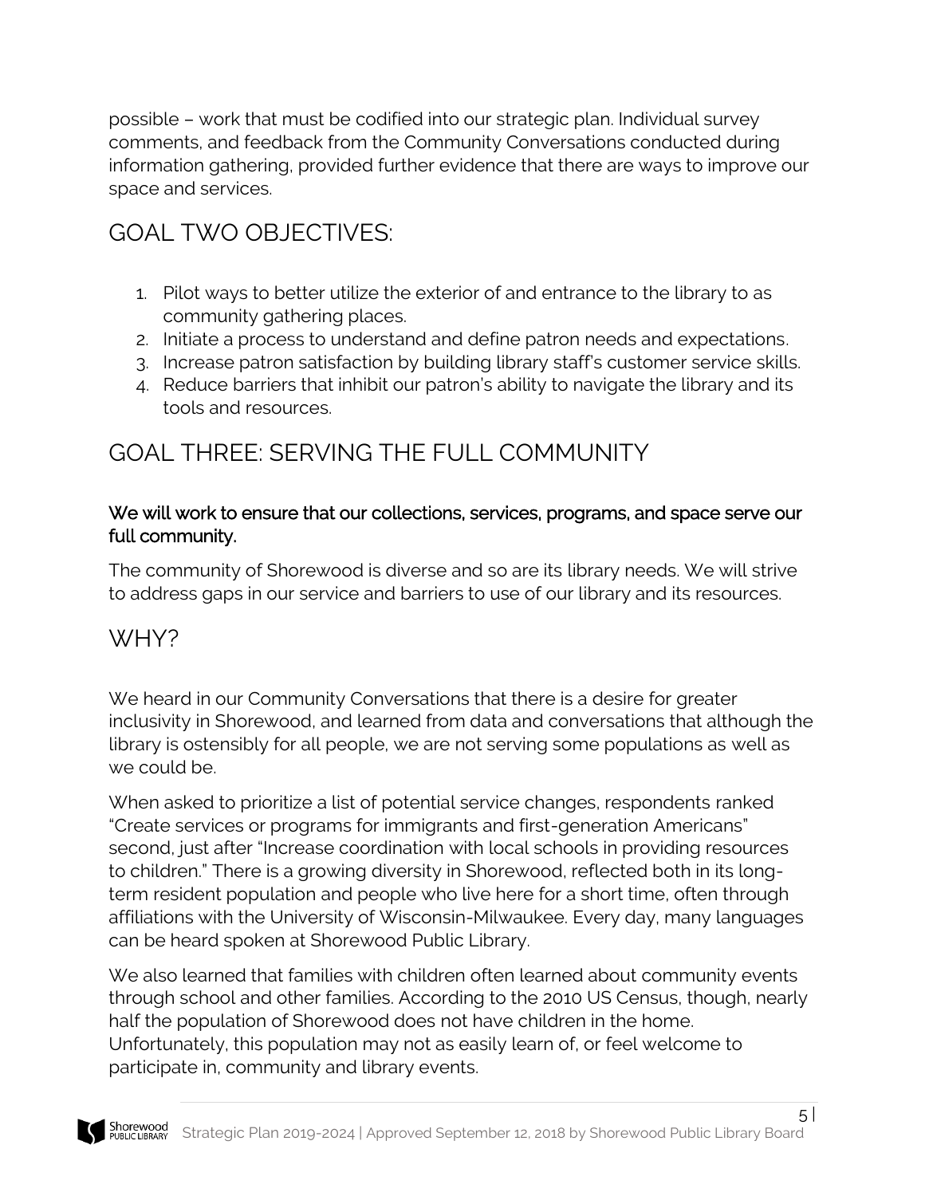possible – work that must be codified into our strategic plan. Individual survey comments, and feedback from the Community Conversations conducted during information gathering, provided further evidence that there are ways to improve our space and services.

## GOAL TWO OBJECTIVES:

1. Pilot ways to better utilize the exterior of and entrance to the library to as community gathering places.
2. Initiate a process to understand and define patron needs and expectations.
3. Increase patron satisfaction by building library staff's customer service skills.
4. Reduce barriers that inhibit our patron's ability to navigate the library and its tools and resources.

## GOAL THREE: SERVING THE FULL COMMUNITY

**We will work to ensure that our collections, services, programs, and space serve our full community.**

The community of Shorewood is diverse and so are its library needs. We will strive to address gaps in our service and barriers to use of our library and its resources.

## WHY?

We heard in our Community Conversations that there is a desire for greater inclusivity in Shorewood, and learned from data and conversations that although the library is ostensibly for all people, we are not serving some populations as well as we could be.

When asked to prioritize a list of potential service changes, respondents ranked "Create services or programs for immigrants and first-generation Americans" second, just after "Increase coordination with local schools in providing resources to children." There is a growing diversity in Shorewood, reflected both in its long-term resident population and people who live here for a short time, often through affiliations with the University of Wisconsin-Milwaukee. Every day, many languages can be heard spoken at Shorewood Public Library.

We also learned that families with children often learned about community events through school and other families. According to the 2010 US Census, though, nearly half the population of Shorewood does not have children in the home. Unfortunately, this population may not as easily learn of, or feel welcome to participate in, community and library events.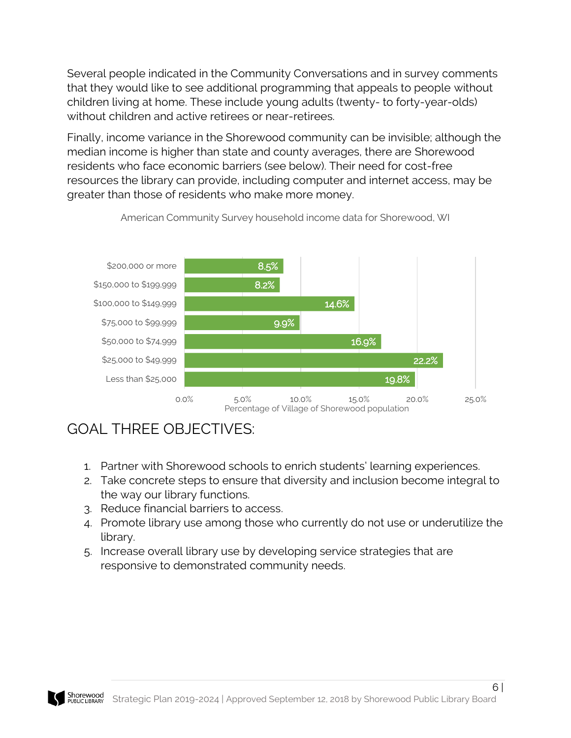Several people indicated in the Community Conversations and in survey comments that they would like to see additional programming that appeals to people without children living at home. These include young adults (twenty- to forty-year-olds) without children and active retirees or near-retirees.

Finally, income variance in the Shorewood community can be invisible; although the median income is higher than state and county averages, there are Shorewood residents who face economic barriers (see below). Their need for cost-free resources the library can provide, including computer and internet access, may be greater than those of residents who make more money.

American Community Survey household income data for Shorewood, WI

| Household income | Percentage of Village of Shorewood population |
|---|---|
| $200,000 or more | 8.5% |
| $150,000 to $199,999 | 8.2% |
| $100,000 to $149,999 | 14.6% |
| $75,000 to $99,999 | 9.9% |
| $50,000 to $74,999 | 16.9% |
| $25,000 to $49,999 | 22.2% |
| Less than $25,000 | 19.8% |

## GOAL THREE OBJECTIVES:

1. Partner with Shorewood schools to enrich students' learning experiences.
2. Take concrete steps to ensure that diversity and inclusion become integral to the way our library functions.
3. Reduce financial barriers to access.
4. Promote library use among those who currently do not use or underutilize the library.
5. Increase overall library use by developing service strategies that are responsive to demonstrated community needs.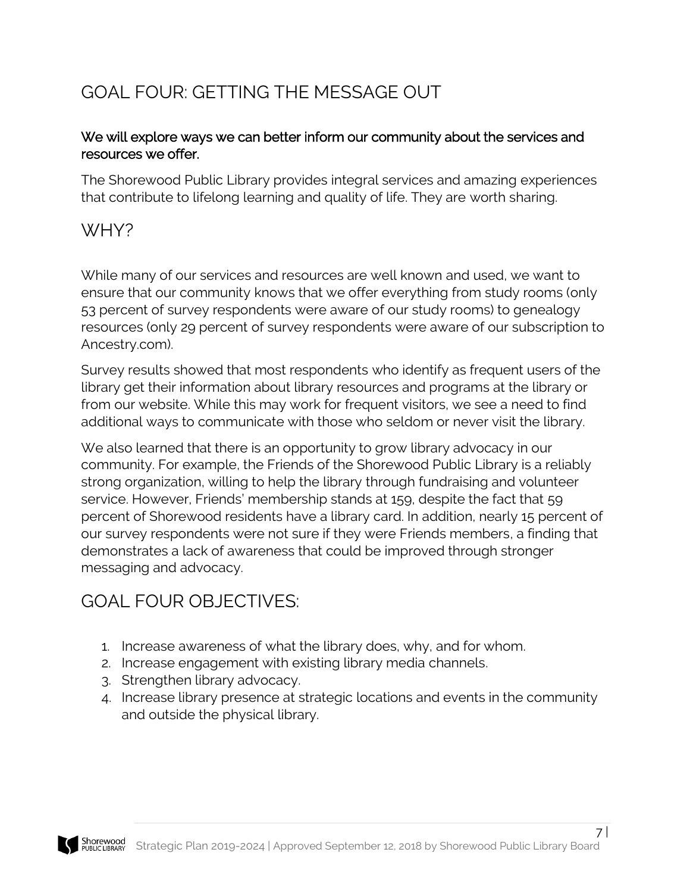## GOAL FOUR: GETTING THE MESSAGE OUT

**We will explore ways we can better inform our community about the services and resources we offer.**

The Shorewood Public Library provides integral services and amazing experiences that contribute to lifelong learning and quality of life. They are worth sharing.

## WHY?

While many of our services and resources are well known and used, we want to ensure that our community knows that we offer everything from study rooms (only 53 percent of survey respondents were aware of our study rooms) to genealogy resources (only 29 percent of survey respondents were aware of our subscription to Ancestry.com).

Survey results showed that most respondents who identify as frequent users of the library get their information about library resources and programs at the library or from our website. While this may work for frequent visitors, we see a need to find additional ways to communicate with those who seldom or never visit the library.

We also learned that there is an opportunity to grow library advocacy in our community. For example, the Friends of the Shorewood Public Library is a reliably strong organization, willing to help the library through fundraising and volunteer service. However, Friends' membership stands at 159, despite the fact that 59 percent of Shorewood residents have a library card. In addition, nearly 15 percent of our survey respondents were not sure if they were Friends members, a finding that demonstrates a lack of awareness that could be improved through stronger messaging and advocacy.

## GOAL FOUR OBJECTIVES:

1. Increase awareness of what the library does, why, and for whom.
2. Increase engagement with existing library media channels.
3. Strengthen library advocacy.
4. Increase library presence at strategic locations and events in the community and outside the physical library.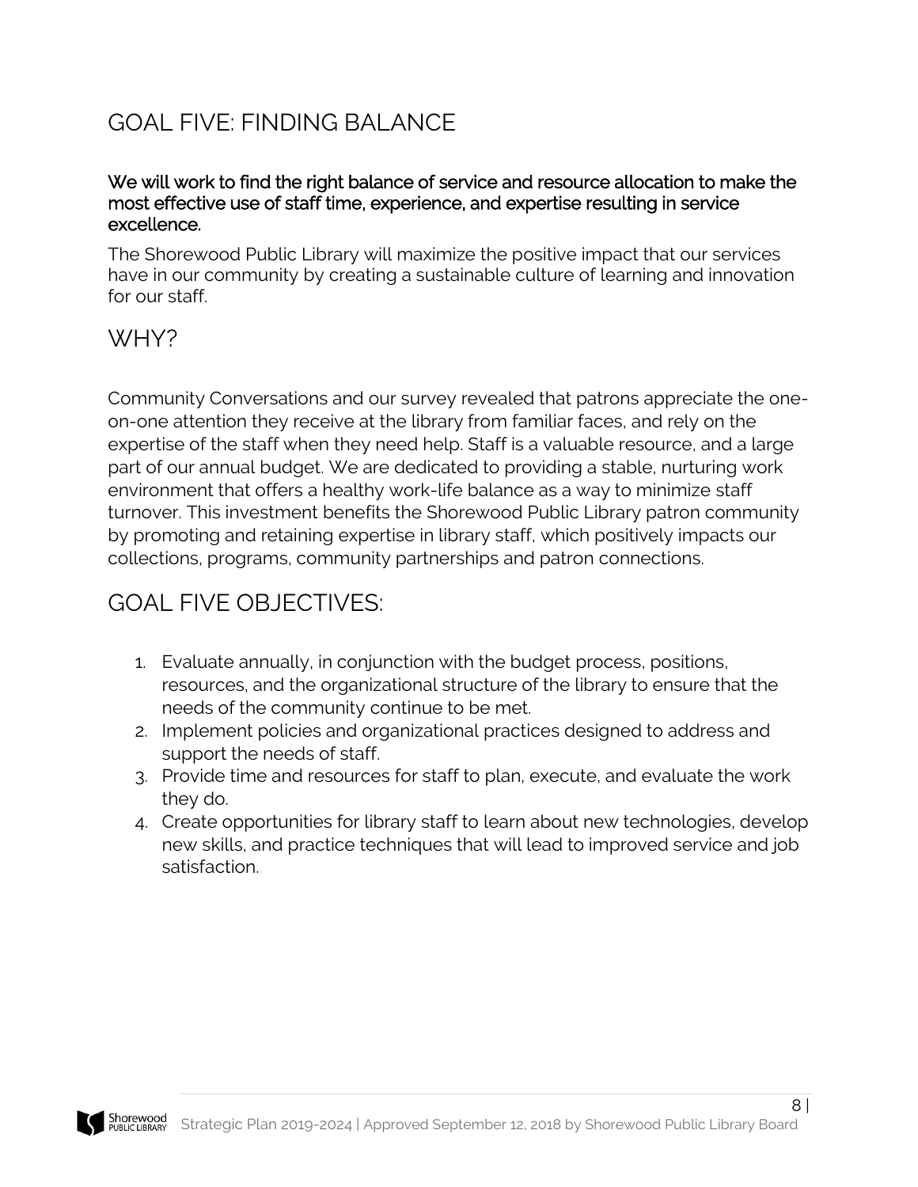## GOAL FIVE: FINDING BALANCE

**We will work to find the right balance of service and resource allocation to make the most effective use of staff time, experience, and expertise resulting in service excellence.**

The Shorewood Public Library will maximize the positive impact that our services have in our community by creating a sustainable culture of learning and innovation for our staff.

## WHY?

Community Conversations and our survey revealed that patrons appreciate the one-on-one attention they receive at the library from familiar faces, and rely on the expertise of the staff when they need help. Staff is a valuable resource, and a large part of our annual budget. We are dedicated to providing a stable, nurturing work environment that offers a healthy work-life balance as a way to minimize staff turnover. This investment benefits the Shorewood Public Library patron community by promoting and retaining expertise in library staff, which positively impacts our collections, programs, community partnerships and patron connections.

## GOAL FIVE OBJECTIVES:

1. Evaluate annually, in conjunction with the budget process, positions, resources, and the organizational structure of the library to ensure that the needs of the community continue to be met.
2. Implement policies and organizational practices designed to address and support the needs of staff.
3. Provide time and resources for staff to plan, execute, and evaluate the work they do.
4. Create opportunities for library staff to learn about new technologies, develop new skills, and practice techniques that will lead to improved service and job satisfaction.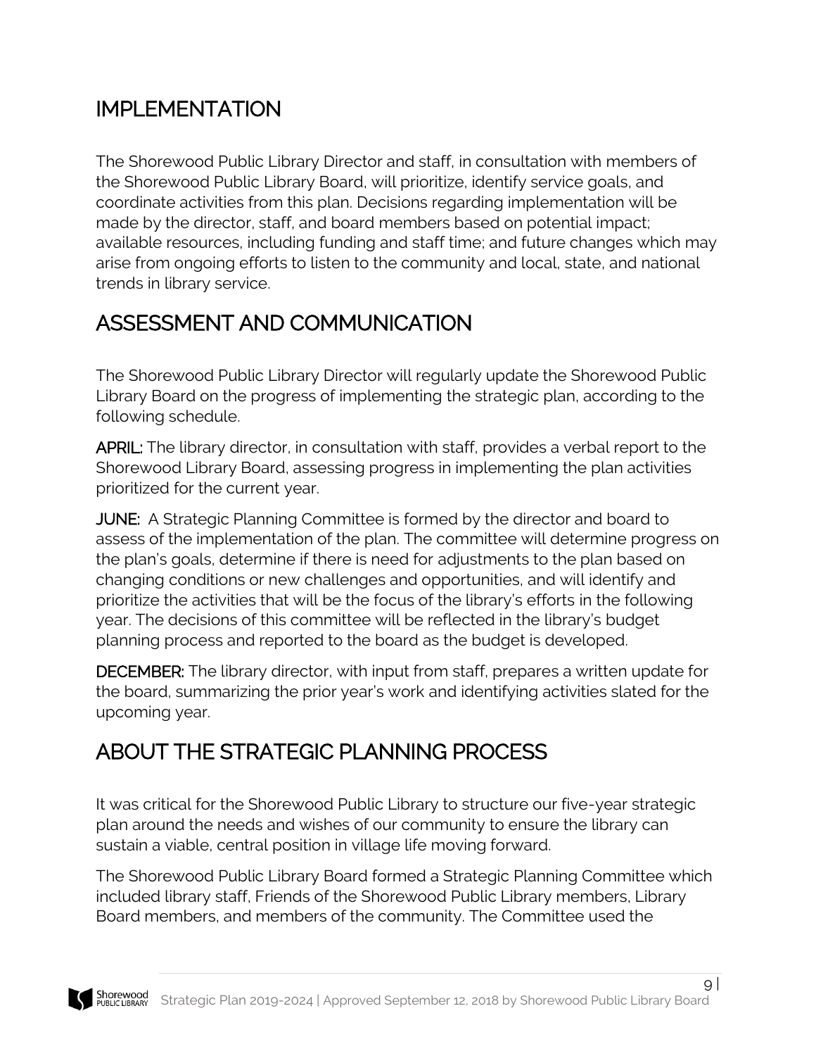## IMPLEMENTATION

The Shorewood Public Library Director and staff, in consultation with members of the Shorewood Public Library Board, will prioritize, identify service goals, and coordinate activities from this plan. Decisions regarding implementation will be made by the director, staff, and board members based on potential impact; available resources, including funding and staff time; and future changes which may arise from ongoing efforts to listen to the community and local, state, and national trends in library service.

## ASSESSMENT AND COMMUNICATION

The Shorewood Public Library Director will regularly update the Shorewood Public Library Board on the progress of implementing the strategic plan, according to the following schedule.

**APRIL:** The library director, in consultation with staff, provides a verbal report to the Shorewood Library Board, assessing progress in implementing the plan activities prioritized for the current year.

**JUNE:** A Strategic Planning Committee is formed by the director and board to assess of the implementation of the plan. The committee will determine progress on the plan's goals, determine if there is need for adjustments to the plan based on changing conditions or new challenges and opportunities, and will identify and prioritize the activities that will be the focus of the library's efforts in the following year. The decisions of this committee will be reflected in the library's budget planning process and reported to the board as the budget is developed.

**DECEMBER:** The library director, with input from staff, prepares a written update for the board, summarizing the prior year's work and identifying activities slated for the upcoming year.

## ABOUT THE STRATEGIC PLANNING PROCESS

It was critical for the Shorewood Public Library to structure our five-year strategic plan around the needs and wishes of our community to ensure the library can sustain a viable, central position in village life moving forward.

The Shorewood Public Library Board formed a Strategic Planning Committee which included library staff, Friends of the Shorewood Public Library members, Library Board members, and members of the community. The Committee used the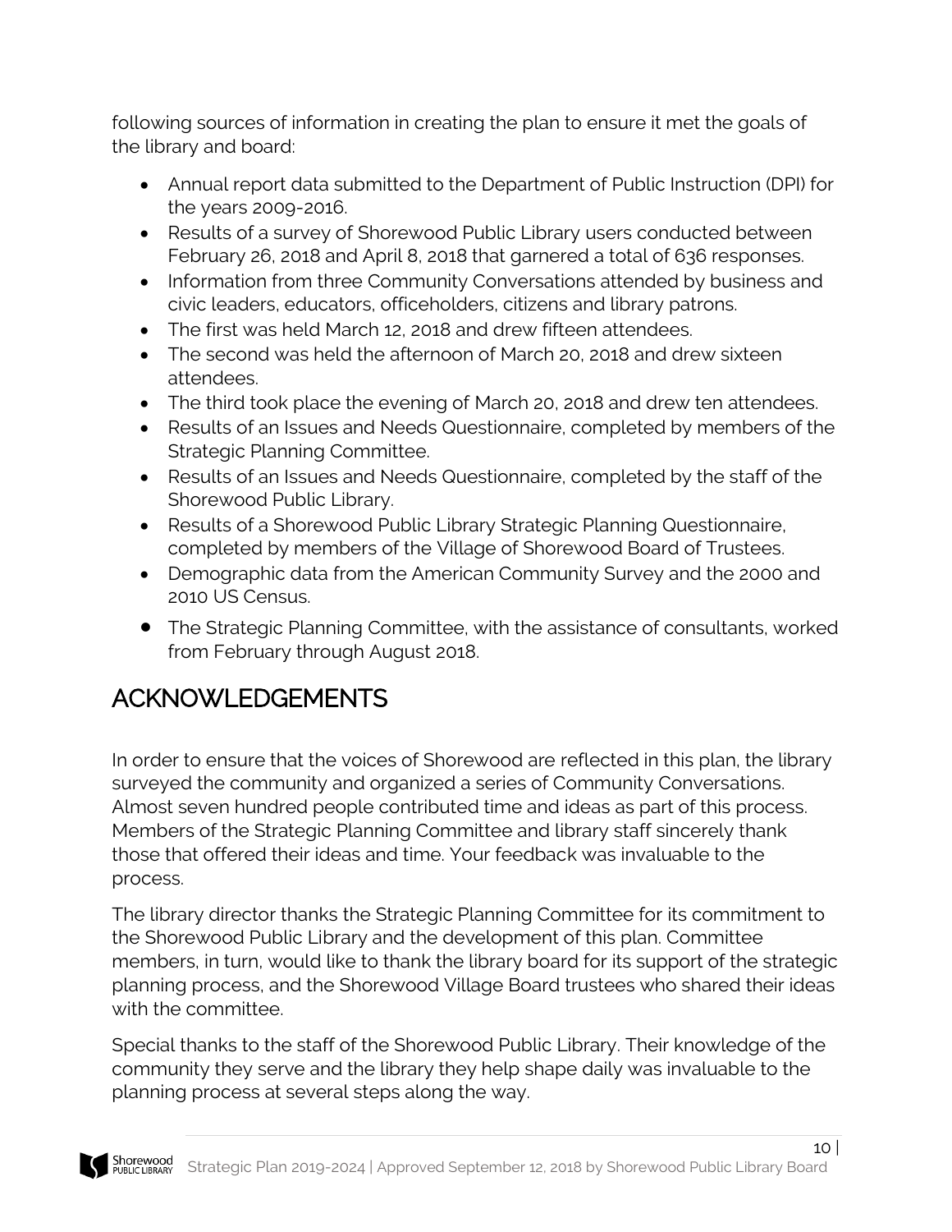following sources of information in creating the plan to ensure it met the goals of the library and board:

- Annual report data submitted to the Department of Public Instruction (DPI) for the years 2009-2016.
- Results of a survey of Shorewood Public Library users conducted between February 26, 2018 and April 8, 2018 that garnered a total of 636 responses.
- Information from three Community Conversations attended by business and civic leaders, educators, officeholders, citizens and library patrons.
- The first was held March 12, 2018 and drew fifteen attendees.
- The second was held the afternoon of March 20, 2018 and drew sixteen attendees.
- The third took place the evening of March 20, 2018 and drew ten attendees.
- Results of an Issues and Needs Questionnaire, completed by members of the Strategic Planning Committee.
- Results of an Issues and Needs Questionnaire, completed by the staff of the Shorewood Public Library.
- Results of a Shorewood Public Library Strategic Planning Questionnaire, completed by members of the Village of Shorewood Board of Trustees.
- Demographic data from the American Community Survey and the 2000 and 2010 US Census.
- The Strategic Planning Committee, with the assistance of consultants, worked from February through August 2018.

## ACKNOWLEDGEMENTS

In order to ensure that the voices of Shorewood are reflected in this plan, the library surveyed the community and organized a series of Community Conversations. Almost seven hundred people contributed time and ideas as part of this process. Members of the Strategic Planning Committee and library staff sincerely thank those that offered their ideas and time. Your feedback was invaluable to the process.

The library director thanks the Strategic Planning Committee for its commitment to the Shorewood Public Library and the development of this plan. Committee members, in turn, would like to thank the library board for its support of the strategic planning process, and the Shorewood Village Board trustees who shared their ideas with the committee.

Special thanks to the staff of the Shorewood Public Library. Their knowledge of the community they serve and the library they help shape daily was invaluable to the planning process at several steps along the way.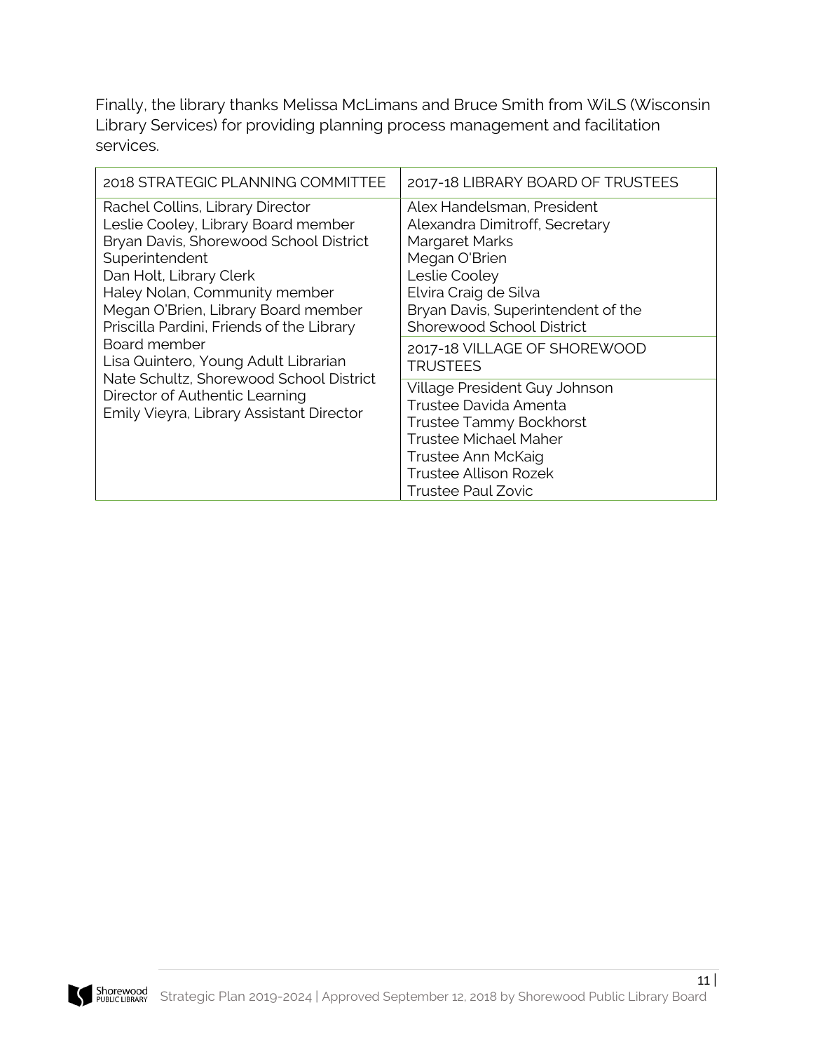Finally, the library thanks Melissa McLimans and Bruce Smith from WiLS (Wisconsin Library Services) for providing planning process management and facilitation services.

| 2018 STRATEGIC PLANNING COMMITTEE | 2017-18 LIBRARY BOARD OF TRUSTEES |
|---|---|
| Rachel Collins, Library Director<br>Leslie Cooley, Library Board member<br>Bryan Davis, Shorewood School District Superintendent<br>Dan Holt, Library Clerk<br>Haley Nolan, Community member<br>Megan O'Brien, Library Board member<br>Priscilla Pardini, Friends of the Library Board member<br>Lisa Quintero, Young Adult Librarian<br>Nate Schultz, Shorewood School District Director of Authentic Learning<br>Emily Vieyra, Library Assistant Director | Alex Handelsman, President<br>Alexandra Dimitroff, Secretary<br>Margaret Marks<br>Megan O'Brien<br>Leslie Cooley<br>Elvira Craig de Silva<br>Bryan Davis, Superintendent of the Shorewood School District |
| | 2017-18 VILLAGE OF SHOREWOOD TRUSTEES |
| | Village President Guy Johnson<br>Trustee Davida Amenta<br>Trustee Tammy Bockhorst<br>Trustee Michael Maher<br>Trustee Ann McKaig<br>Trustee Allison Rozek<br>Trustee Paul Zovic |